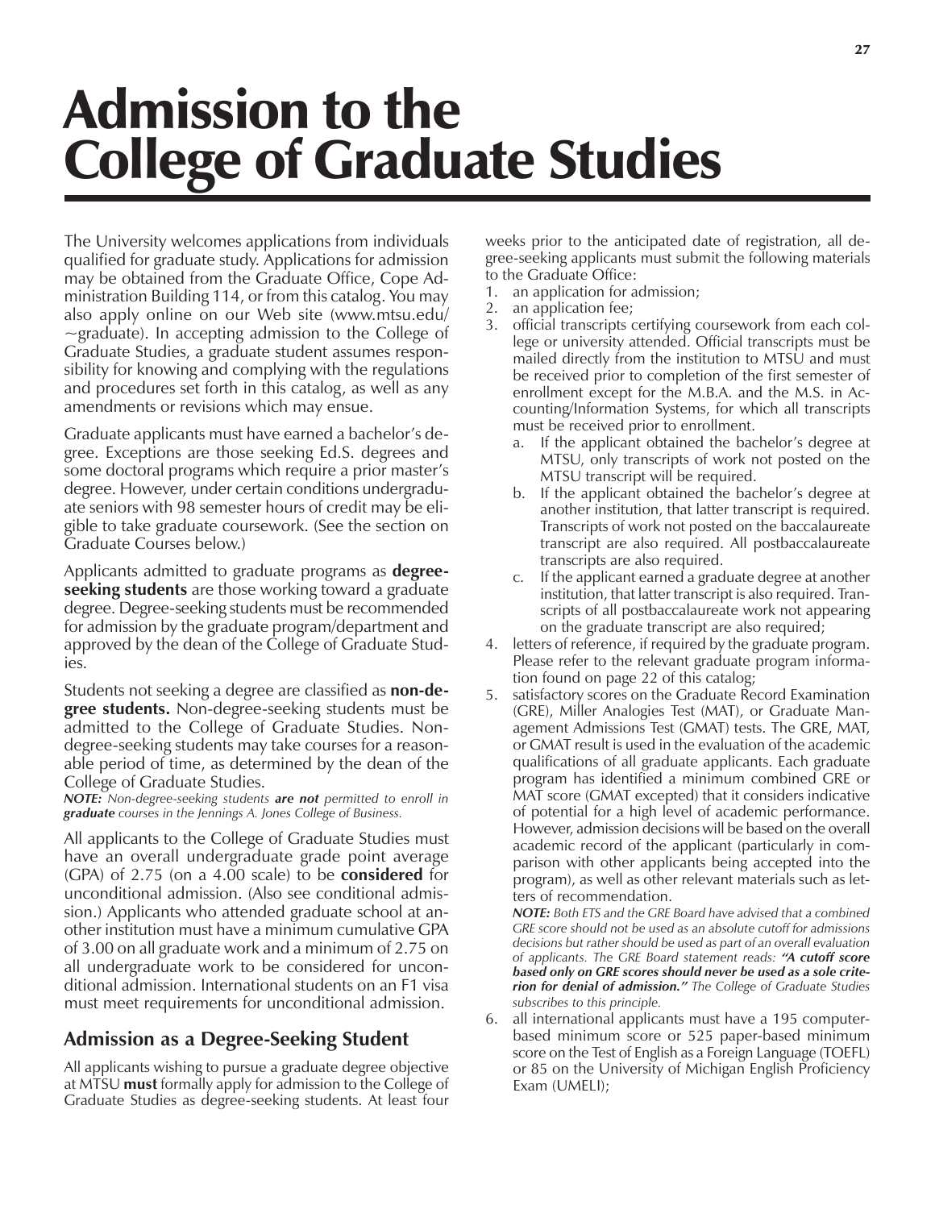# Admission to the College of Graduate Studies

The University welcomes applications from individuals qualified for graduate study. Applications for admission may be obtained from the Graduate Office, Cope Administration Building 114, or from this catalog. You may also apply online on our Web site (www.mtsu.edu/~graduate). In accepting admission to the College of Graduate Studies, a graduate student assumes responsibility for knowing and complying with the regulations and procedures set forth in this catalog, as well as any amendments or revisions which may ensue.

Graduate applicants must have earned a bachelor's degree. Exceptions are those seeking Ed.S. degrees and some doctoral programs which require a prior master's degree. However, under certain conditions undergraduate seniors with 98 semester hours of credit may be eligible to take graduate coursework. (See the section on Graduate Courses below.)

Applicants admitted to graduate programs as **degree-seeking students** are those working toward a graduate degree. Degree-seeking students must be recommended for admission by the graduate program/department and approved by the dean of the College of Graduate Studies.

Students not seeking a degree are classified as **non-degree students.** Non-degree-seeking students must be admitted to the College of Graduate Studies. Non-degree-seeking students may take courses for a reasonable period of time, as determined by the dean of the College of Graduate Studies.

***NOTE:*** *Non-degree-seeking students **are not** permitted to enroll in **graduate** courses in the Jennings A. Jones College of Business.*

All applicants to the College of Graduate Studies must have an overall undergraduate grade point average (GPA) of 2.75 (on a 4.00 scale) to be **considered** for unconditional admission. (Also see conditional admission.) Applicants who attended graduate school at another institution must have a minimum cumulative GPA of 3.00 on all graduate work and a minimum of 2.75 on all undergraduate work to be considered for unconditional admission. International students on an F1 visa must meet requirements for unconditional admission.

## Admission as a Degree-Seeking Student

All applicants wishing to pursue a graduate degree objective at MTSU **must** formally apply for admission to the College of Graduate Studies as degree-seeking students. At least four weeks prior to the anticipated date of registration, all degree-seeking applicants must submit the following materials to the Graduate Office:

1. an application for admission;
2. an application fee;
3. official transcripts certifying coursework from each college or university attended. Official transcripts must be mailed directly from the institution to MTSU and must be received prior to completion of the first semester of enrollment except for the M.B.A. and the M.S. in Accounting/Information Systems, for which all transcripts must be received prior to enrollment.
   a. If the applicant obtained the bachelor's degree at MTSU, only transcripts of work not posted on the MTSU transcript will be required.
   b. If the applicant obtained the bachelor's degree at another institution, that latter transcript is required. Transcripts of work not posted on the baccalaureate transcript are also required. All postbaccalaureate transcripts are also required.
   c. If the applicant earned a graduate degree at another institution, that latter transcript is also required. Transcripts of all postbaccalaureate work not appearing on the graduate transcript are also required;
4. letters of reference, if required by the graduate program. Please refer to the relevant graduate program information found on page 22 of this catalog;
5. satisfactory scores on the Graduate Record Examination (GRE), Miller Analogies Test (MAT), or Graduate Management Admissions Test (GMAT) tests. The GRE, MAT, or GMAT result is used in the evaluation of the academic qualifications of all graduate applicants. Each graduate program has identified a minimum combined GRE or MAT score (GMAT excepted) that it considers indicative of potential for a high level of academic performance. However, admission decisions will be based on the overall academic record of the applicant (particularly in comparison with other applicants being accepted into the program), as well as other relevant materials such as letters of recommendation.

   ***NOTE:*** *Both ETS and the GRE Board have advised that a combined GRE score should not be used as an absolute cutoff for admissions decisions but rather should be used as part of an overall evaluation of applicants. The GRE Board statement reads: **"A cutoff score based only on GRE scores should never be used as a sole criterion for denial of admission."** The College of Graduate Studies subscribes to this principle.*
6. all international applicants must have a 195 computer-based minimum score or 525 paper-based minimum score on the Test of English as a Foreign Language (TOEFL) or 85 on the University of Michigan English Proficiency Exam (UMELI);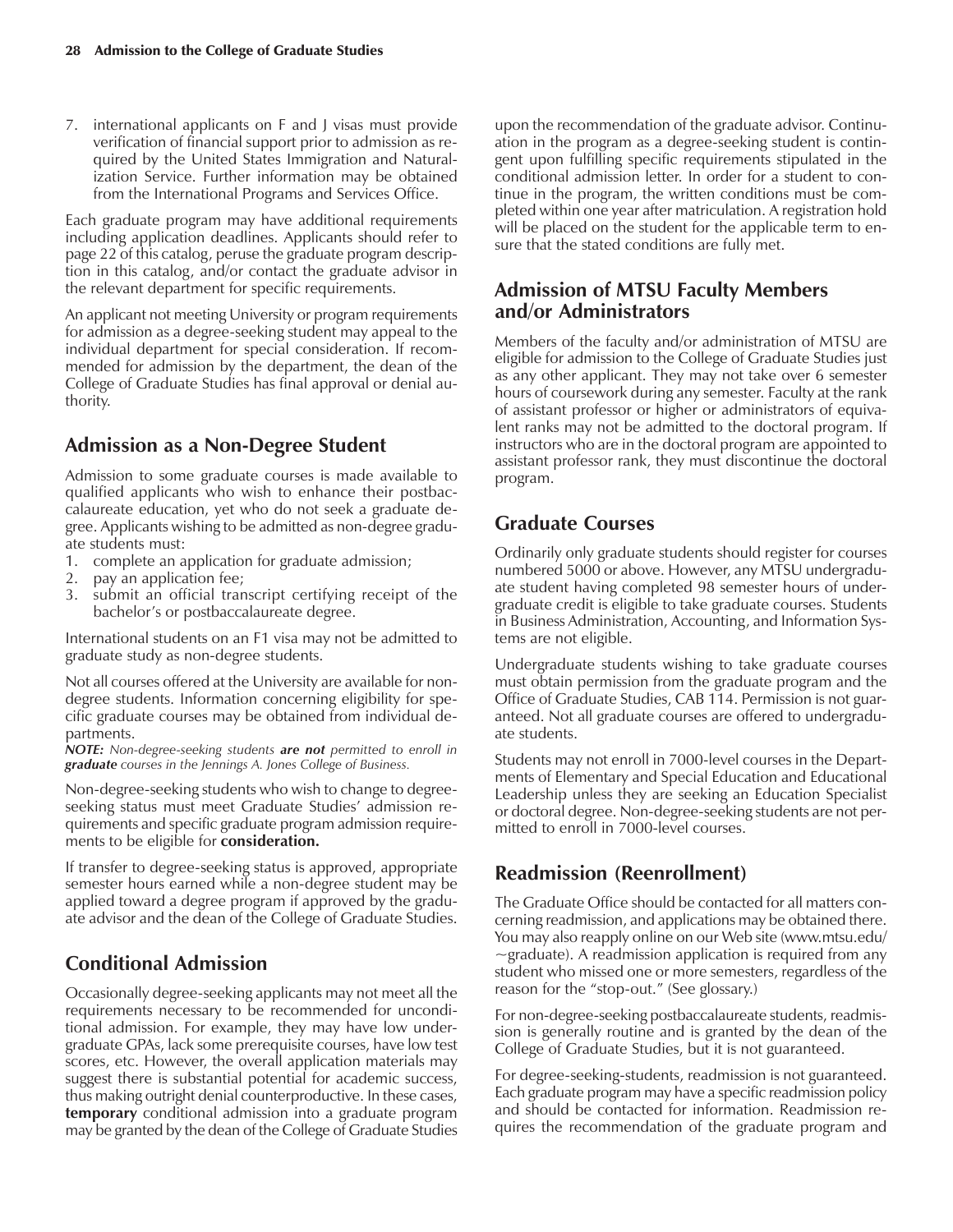7. international applicants on F and J visas must provide verification of financial support prior to admission as required by the United States Immigration and Naturalization Service. Further information may be obtained from the International Programs and Services Office.

Each graduate program may have additional requirements including application deadlines. Applicants should refer to page 22 of this catalog, peruse the graduate program description in this catalog, and/or contact the graduate advisor in the relevant department for specific requirements.

An applicant not meeting University or program requirements for admission as a degree-seeking student may appeal to the individual department for special consideration. If recommended for admission by the department, the dean of the College of Graduate Studies has final approval or denial authority.

## Admission as a Non-Degree Student

Admission to some graduate courses is made available to qualified applicants who wish to enhance their postbaccalaureate education, yet who do not seek a graduate degree. Applicants wishing to be admitted as non-degree graduate students must:

1. complete an application for graduate admission;
2. pay an application fee;
3. submit an official transcript certifying receipt of the bachelor's or postbaccalaureate degree.

International students on an F1 visa may not be admitted to graduate study as non-degree students.

Not all courses offered at the University are available for non-degree students. Information concerning eligibility for specific graduate courses may be obtained from individual departments.

***NOTE:*** *Non-degree-seeking students* ***are not*** *permitted to enroll in* ***graduate*** *courses in the Jennings A. Jones College of Business.*

Non-degree-seeking students who wish to change to degree-seeking status must meet Graduate Studies' admission requirements and specific graduate program admission requirements to be eligible for **consideration.**

If transfer to degree-seeking status is approved, appropriate semester hours earned while a non-degree student may be applied toward a degree program if approved by the graduate advisor and the dean of the College of Graduate Studies.

## Conditional Admission

Occasionally degree-seeking applicants may not meet all the requirements necessary to be recommended for unconditional admission. For example, they may have low undergraduate GPAs, lack some prerequisite courses, have low test scores, etc. However, the overall application materials may suggest there is substantial potential for academic success, thus making outright denial counterproductive. In these cases, **temporary** conditional admission into a graduate program may be granted by the dean of the College of Graduate Studies upon the recommendation of the graduate advisor. Continuation in the program as a degree-seeking student is contingent upon fulfilling specific requirements stipulated in the conditional admission letter. In order for a student to continue in the program, the written conditions must be completed within one year after matriculation. A registration hold will be placed on the student for the applicable term to ensure that the stated conditions are fully met.

## Admission of MTSU Faculty Members and/or Administrators

Members of the faculty and/or administration of MTSU are eligible for admission to the College of Graduate Studies just as any other applicant. They may not take over 6 semester hours of coursework during any semester. Faculty at the rank of assistant professor or higher or administrators of equivalent ranks may not be admitted to the doctoral program. If instructors who are in the doctoral program are appointed to assistant professor rank, they must discontinue the doctoral program.

## Graduate Courses

Ordinarily only graduate students should register for courses numbered 5000 or above. However, any MTSU undergraduate student having completed 98 semester hours of undergraduate credit is eligible to take graduate courses. Students in Business Administration, Accounting, and Information Systems are not eligible.

Undergraduate students wishing to take graduate courses must obtain permission from the graduate program and the Office of Graduate Studies, CAB 114. Permission is not guaranteed. Not all graduate courses are offered to undergraduate students.

Students may not enroll in 7000-level courses in the Departments of Elementary and Special Education and Educational Leadership unless they are seeking an Education Specialist or doctoral degree. Non-degree-seeking students are not permitted to enroll in 7000-level courses.

## Readmission (Reenrollment)

The Graduate Office should be contacted for all matters concerning readmission, and applications may be obtained there. You may also reapply online on our Web site (www.mtsu.edu/~graduate). A readmission application is required from any student who missed one or more semesters, regardless of the reason for the "stop-out." (See glossary.)

For non-degree-seeking postbaccalaureate students, readmission is generally routine and is granted by the dean of the College of Graduate Studies, but it is not guaranteed.

For degree-seeking-students, readmission is not guaranteed. Each graduate program may have a specific readmission policy and should be contacted for information. Readmission requires the recommendation of the graduate program and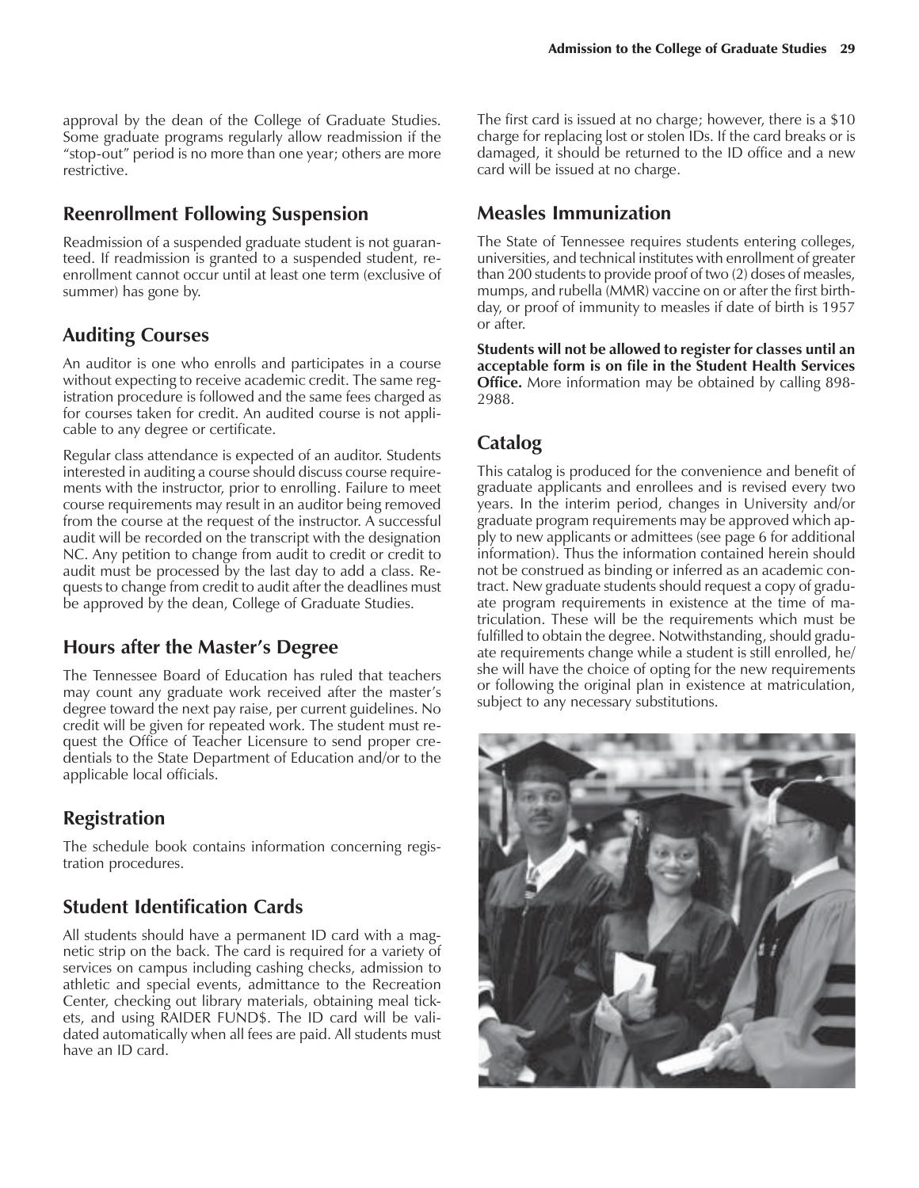approval by the dean of the College of Graduate Studies. Some graduate programs regularly allow readmission if the "stop-out" period is no more than one year; others are more restrictive.

## Reenrollment Following Suspension

Readmission of a suspended graduate student is not guaranteed. If readmission is granted to a suspended student, reenrollment cannot occur until at least one term (exclusive of summer) has gone by.

## Auditing Courses

An auditor is one who enrolls and participates in a course without expecting to receive academic credit. The same registration procedure is followed and the same fees charged as for courses taken for credit. An audited course is not applicable to any degree or certificate.

Regular class attendance is expected of an auditor. Students interested in auditing a course should discuss course requirements with the instructor, prior to enrolling. Failure to meet course requirements may result in an auditor being removed from the course at the request of the instructor. A successful audit will be recorded on the transcript with the designation NC. Any petition to change from audit to credit or credit to audit must be processed by the last day to add a class. Requests to change from credit to audit after the deadlines must be approved by the dean, College of Graduate Studies.

## Hours after the Master's Degree

The Tennessee Board of Education has ruled that teachers may count any graduate work received after the master's degree toward the next pay raise, per current guidelines. No credit will be given for repeated work. The student must request the Office of Teacher Licensure to send proper credentials to the State Department of Education and/or to the applicable local officials.

## Registration

The schedule book contains information concerning registration procedures.

## Student Identification Cards

All students should have a permanent ID card with a magnetic strip on the back. The card is required for a variety of services on campus including cashing checks, admission to athletic and special events, admittance to the Recreation Center, checking out library materials, obtaining meal tickets, and using RAIDER FUND$. The ID card will be validated automatically when all fees are paid. All students must have an ID card.

The first card is issued at no charge; however, there is a $10 charge for replacing lost or stolen IDs. If the card breaks or is damaged, it should be returned to the ID office and a new card will be issued at no charge.

## Measles Immunization

The State of Tennessee requires students entering colleges, universities, and technical institutes with enrollment of greater than 200 students to provide proof of two (2) doses of measles, mumps, and rubella (MMR) vaccine on or after the first birthday, or proof of immunity to measles if date of birth is 1957 or after.

**Students will not be allowed to register for classes until an acceptable form is on file in the Student Health Services Office.** More information may be obtained by calling 898-2988.

## Catalog

This catalog is produced for the convenience and benefit of graduate applicants and enrollees and is revised every two years. In the interim period, changes in University and/or graduate program requirements may be approved which apply to new applicants or admittees (see page 6 for additional information). Thus the information contained herein should not be construed as binding or inferred as an academic contract. New graduate students should request a copy of graduate program requirements in existence at the time of matriculation. These will be the requirements which must be fulfilled to obtain the degree. Notwithstanding, should graduate requirements change while a student is still enrolled, he/she will have the choice of opting for the new requirements or following the original plan in existence at matriculation, subject to any necessary substitutions.